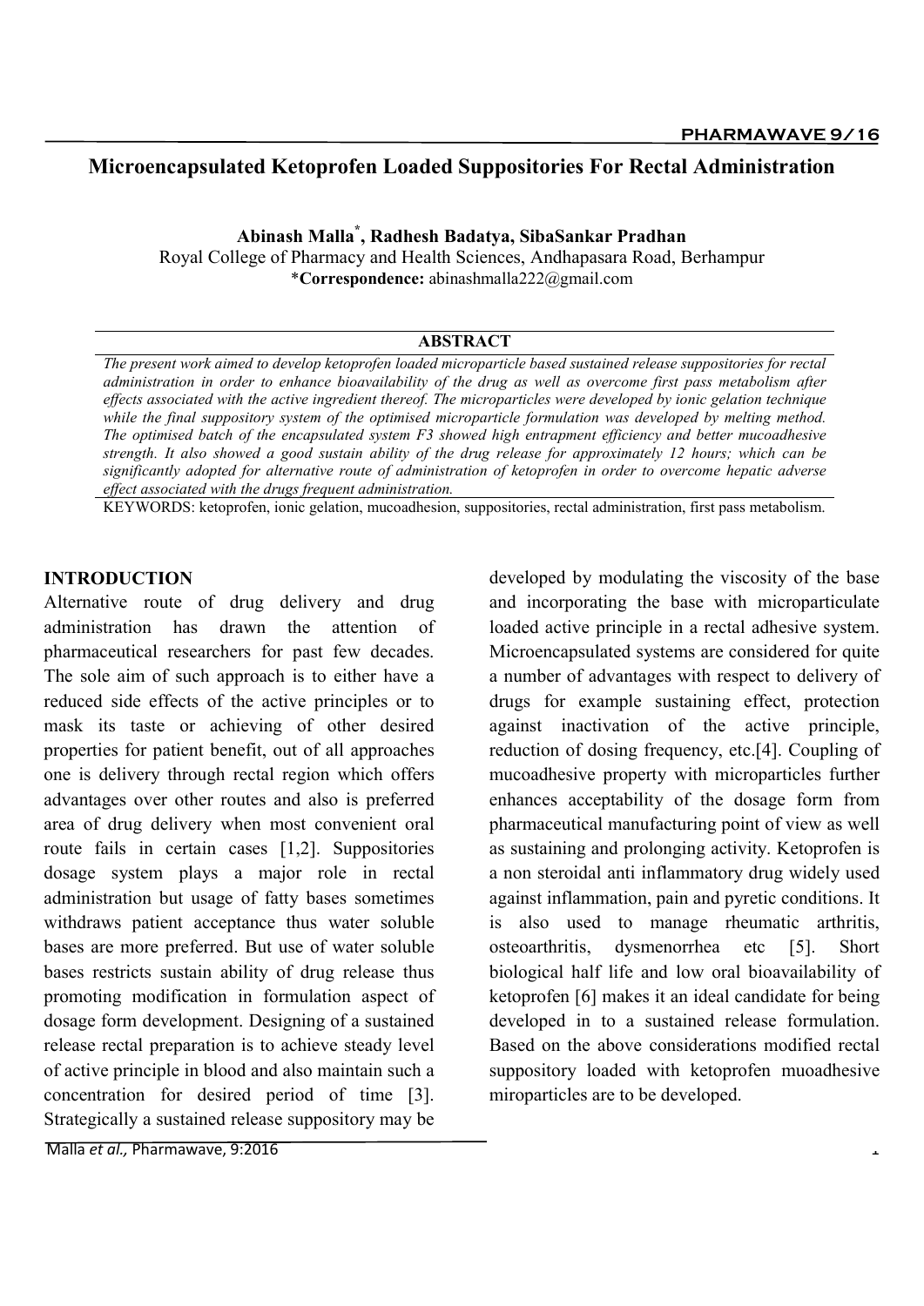# Microencapsulated Ketoprofen Loaded Suppositories For Rectal Administration

**Abinash Malla*, Radhesh Badatya, SibaSankar Pradhan**

Royal College of Pharmacy and Health Sciences, Andhapasara Road, Berhampur

\***Correspondence:** abinashmalla222@gmail.com

## ABSTRACT

*The present work aimed to develop ketoprofen loaded microparticle based sustained release suppositories for rectal administration in order to enhance bioavailability of the drug as well as overcome first pass metabolism after effects associated with the active ingredient thereof. The microparticles were developed by ionic gelation technique while the final suppository system of the optimised microparticle formulation was developed by melting method. The optimised batch of the encapsulated system F3 showed high entrapment efficiency and better mucoadhesive strength. It also showed a good sustain ability of the drug release for approximately 12 hours; which can be significantly adopted for alternative route of administration of ketoprofen in order to overcome hepatic adverse effect associated with the drugs frequent administration.*

KEYWORDS: ketoprofen, ionic gelation, mucoadhesion, suppositories, rectal administration, first pass metabolism.

## INTRODUCTION

Alternative route of drug delivery and drug administration has drawn the attention of pharmaceutical researchers for past few decades. The sole aim of such approach is to either have a reduced side effects of the active principles or to mask its taste or achieving of other desired properties for patient benefit, out of all approaches one is delivery through rectal region which offers advantages over other routes and also is preferred area of drug delivery when most convenient oral route fails in certain cases [1,2]. Suppositories dosage system plays a major role in rectal administration but usage of fatty bases sometimes withdraws patient acceptance thus water soluble bases are more preferred. But use of water soluble bases restricts sustain ability of drug release thus promoting modification in formulation aspect of dosage form development. Designing of a sustained release rectal preparation is to achieve steady level of active principle in blood and also maintain such a concentration for desired period of time [3]. Strategically a sustained release suppository may be developed by modulating the viscosity of the base and incorporating the base with microparticulate loaded active principle in a rectal adhesive system. Microencapsulated systems are considered for quite a number of advantages with respect to delivery of drugs for example sustaining effect, protection against inactivation of the active principle, reduction of dosing frequency, etc.[4]. Coupling of mucoadhesive property with microparticles further enhances acceptability of the dosage form from pharmaceutical manufacturing point of view as well as sustaining and prolonging activity. Ketoprofen is a non steroidal anti inflammatory drug widely used against inflammation, pain and pyretic conditions. It is also used to manage rheumatic arthritis, osteoarthritis, dysmenorrhea etc [5]. Short biological half life and low oral bioavailability of ketoprofen [6] makes it an ideal candidate for being developed in to a sustained release formulation. Based on the above considerations modified rectal suppository loaded with ketoprofen muoadhesive miroparticles are to be developed.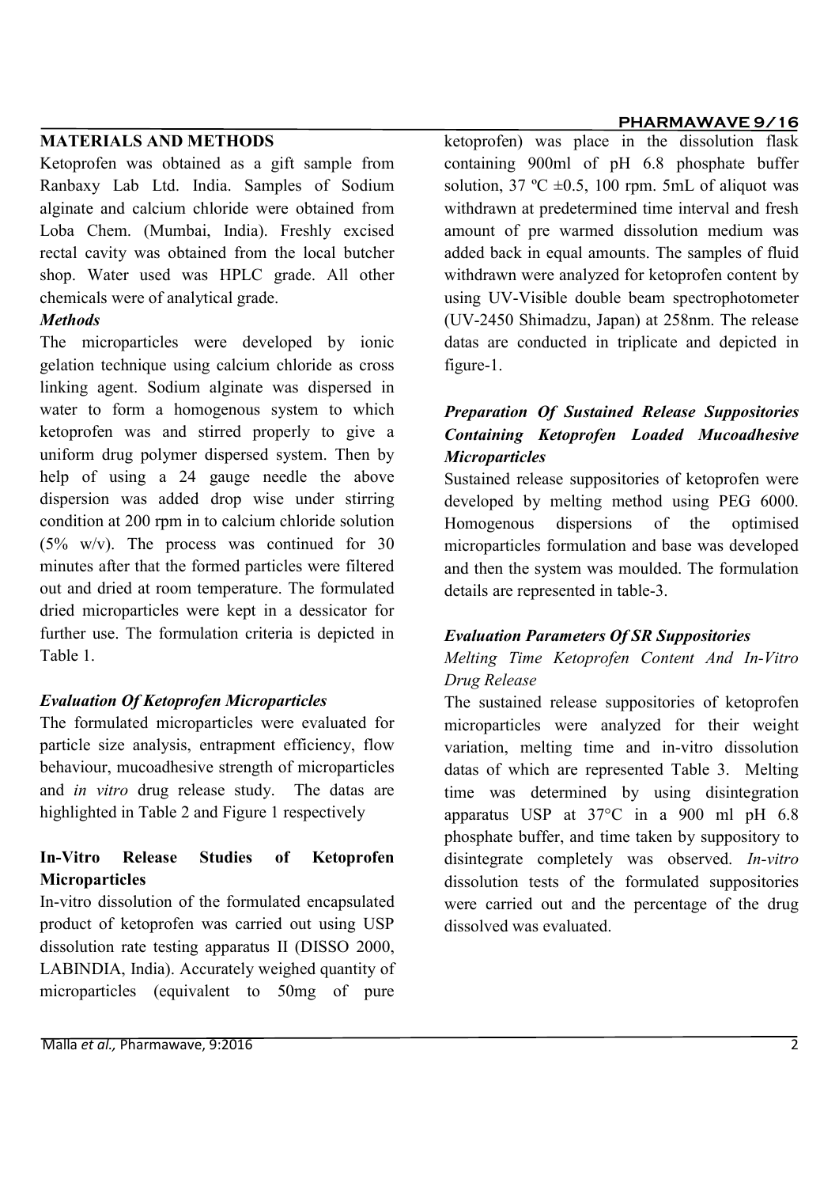## MATERIALS AND METHODS

Ketoprofen was obtained as a gift sample from Ranbaxy Lab Ltd. India. Samples of Sodium alginate and calcium chloride were obtained from Loba Chem. (Mumbai, India). Freshly excised rectal cavity was obtained from the local butcher shop. Water used was HPLC grade. All other chemicals were of analytical grade.

### *Methods*

The microparticles were developed by ionic gelation technique using calcium chloride as cross linking agent. Sodium alginate was dispersed in water to form a homogenous system to which ketoprofen was and stirred properly to give a uniform drug polymer dispersed system. Then by help of using a 24 gauge needle the above dispersion was added drop wise under stirring condition at 200 rpm in to calcium chloride solution (5% w/v). The process was continued for 30 minutes after that the formed particles were filtered out and dried at room temperature. The formulated dried microparticles were kept in a dessicator for further use. The formulation criteria is depicted in Table 1.

### *Evaluation Of Ketoprofen Microparticles*

The formulated microparticles were evaluated for particle size analysis, entrapment efficiency, flow behaviour, mucoadhesive strength of microparticles and *in vitro* drug release study. The datas are highlighted in Table 2 and Figure 1 respectively

### In-Vitro Release Studies of Ketoprofen Microparticles

In-vitro dissolution of the formulated encapsulated product of ketoprofen was carried out using USP dissolution rate testing apparatus II (DISSO 2000, LABINDIA, India). Accurately weighed quantity of microparticles (equivalent to 50mg of pure ketoprofen) was place in the dissolution flask containing 900ml of pH 6.8 phosphate buffer solution, 37 ºC ±0.5, 100 rpm. 5mL of aliquot was withdrawn at predetermined time interval and fresh amount of pre warmed dissolution medium was added back in equal amounts. The samples of fluid withdrawn were analyzed for ketoprofen content by using UV-Visible double beam spectrophotometer (UV-2450 Shimadzu, Japan) at 258nm. The release datas are conducted in triplicate and depicted in figure-1.

### *Preparation Of Sustained Release Suppositories Containing Ketoprofen Loaded Mucoadhesive Microparticles*

Sustained release suppositories of ketoprofen were developed by melting method using PEG 6000. Homogenous dispersions of the optimised microparticles formulation and base was developed and then the system was moulded. The formulation details are represented in table-3.

### *Evaluation Parameters Of SR Suppositories*

*Melting Time Ketoprofen Content And In-Vitro Drug Release*

The sustained release suppositories of ketoprofen microparticles were analyzed for their weight variation, melting time and in-vitro dissolution datas of which are represented Table 3. Melting time was determined by using disintegration apparatus USP at 37°C in a 900 ml pH 6.8 phosphate buffer, and time taken by suppository to disintegrate completely was observed. *In-vitro* dissolution tests of the formulated suppositories were carried out and the percentage of the drug dissolved was evaluated.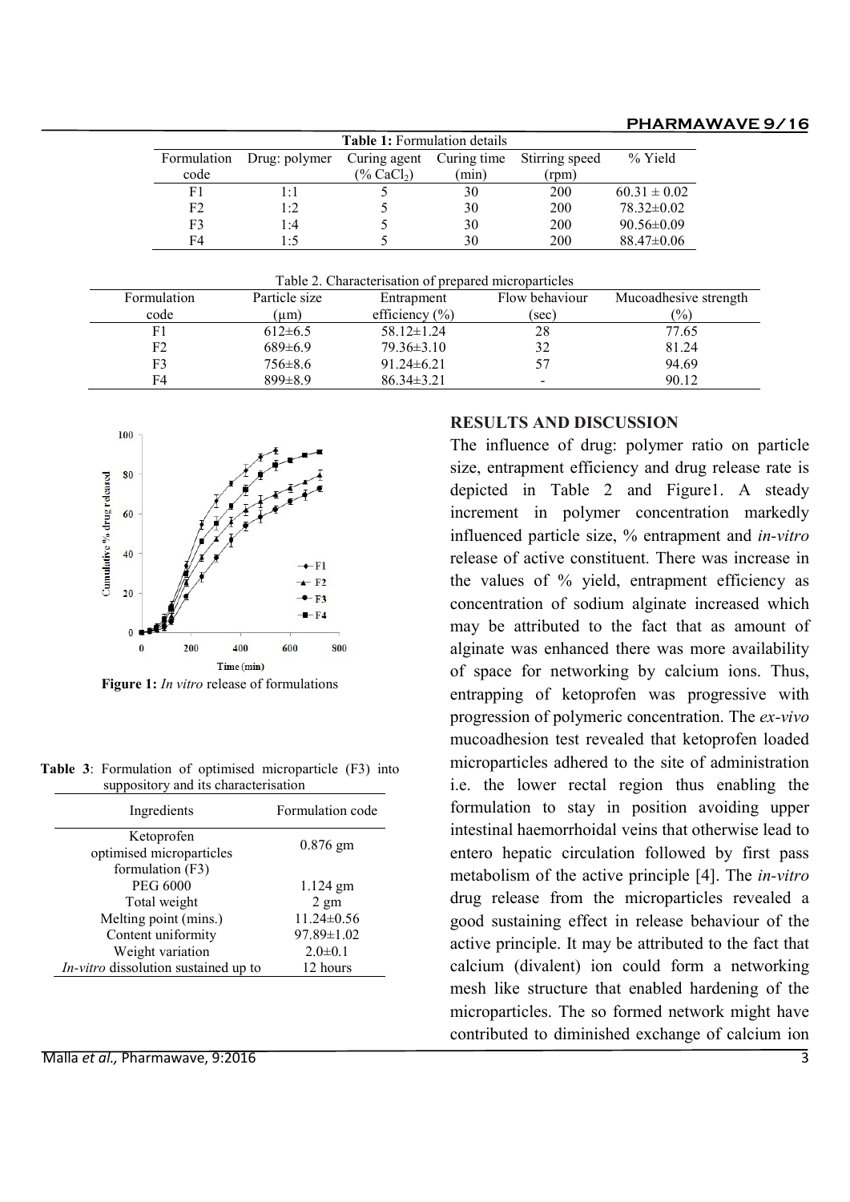**Table 1:** Formulation details

| Formulation code | Drug: polymer | Curing agent (% $CaCl_2$) | Curing time (min) | Stirring speed (rpm) | % Yield |
|---|---|---|---|---|---|
| F1 | 1:1 | 5 | 30 | 200 | 60.31 ± 0.02 |
| F2 | 1:2 | 5 | 30 | 200 | 78.32±0.02 |
| F3 | 1:4 | 5 | 30 | 200 | 90.56±0.09 |
| F4 | 1:5 | 5 | 30 | 200 | 88.47±0.06 |

Table 2. Characterisation of prepared microparticles

| Formulation code | Particle size (μm) | Entrapment efficiency (%) | Flow behaviour (sec) | Mucoadhesive strength (%) |
|---|---|---|---|---|
| F1 | 612±6.5 | 58.12±1.24 | 28 | 77.65 |
| F2 | 689±6.9 | 79.36±3.10 | 32 | 81.24 |
| F3 | 756±8.6 | 91.24±6.21 | 57 | 94.69 |
| F4 | 899±8.9 | 86.34±3.21 | - | 90.12 |

**Figure 1:** *In vitro* release of formulations

**Table 3**: Formulation of optimised microparticle (F3) into suppository and its characterisation

| Ingredients | Formulation code |
|---|---|
| Ketoprofen optimised microparticles formulation (F3) | 0.876 gm |
| PEG 6000 | 1.124 gm |
| Total weight | 2 gm |
| Melting point (mins.) | 11.24±0.56 |
| Content uniformity | 97.89±1.02 |
| Weight variation | 2.0±0.1 |
| *In-vitro* dissolution sustained up to | 12 hours |

## RESULTS AND DISCUSSION

The influence of drug: polymer ratio on particle size, entrapment efficiency and drug release rate is depicted in Table 2 and Figure1. A steady increment in polymer concentration markedly influenced particle size, % entrapment and *in-vitro* release of active constituent. There was increase in the values of % yield, entrapment efficiency as concentration of sodium alginate increased which may be attributed to the fact that as amount of alginate was enhanced there was more availability of space for networking by calcium ions. Thus, entrapping of ketoprofen was progressive with progression of polymeric concentration. The *ex-vivo* mucoadhesion test revealed that ketoprofen loaded microparticles adhered to the site of administration i.e. the lower rectal region thus enabling the formulation to stay in position avoiding upper intestinal haemorrhoidal veins that otherwise lead to entero hepatic circulation followed by first pass metabolism of the active principle [4]. The *in-vitro* drug release from the microparticles revealed a good sustaining effect in release behaviour of the active principle. It may be attributed to the fact that calcium (divalent) ion could form a networking mesh like structure that enabled hardening of the microparticles. The so formed network might have contributed to diminished exchange of calcium ion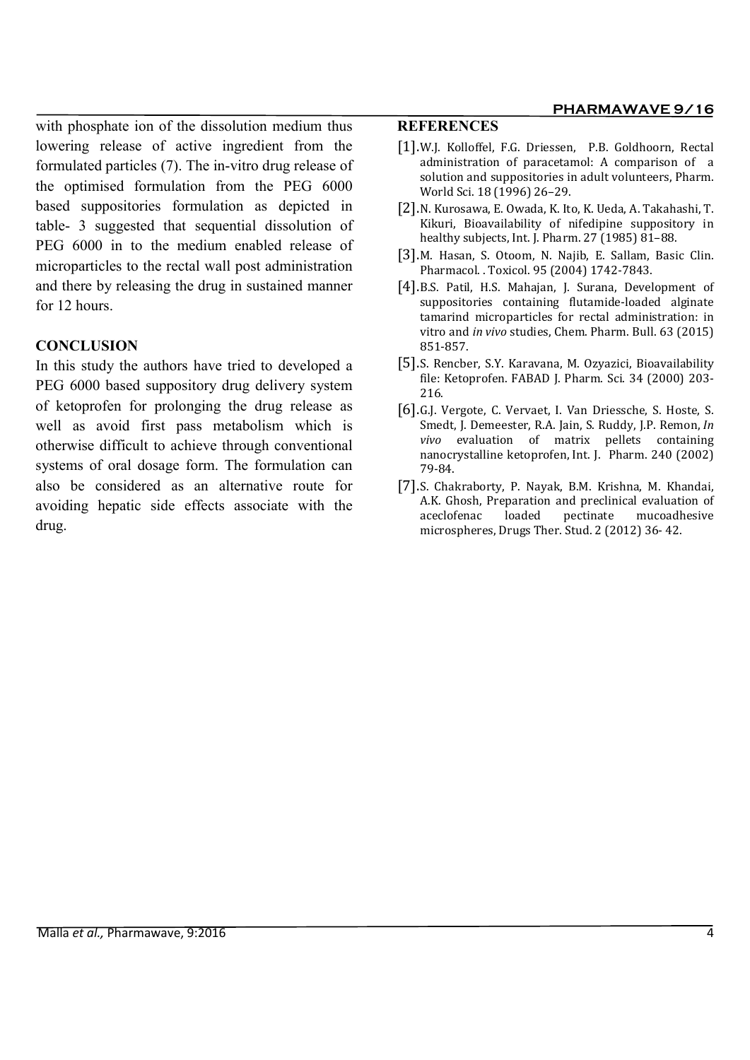with phosphate ion of the dissolution medium thus lowering release of active ingredient from the formulated particles (7). The in-vitro drug release of the optimised formulation from the PEG 6000 based suppositories formulation as depicted in table- 3 suggested that sequential dissolution of PEG 6000 in to the medium enabled release of microparticles to the rectal wall post administration and there by releasing the drug in sustained manner for 12 hours.

## CONCLUSION

In this study the authors have tried to developed a PEG 6000 based suppository drug delivery system of ketoprofen for prolonging the drug release as well as avoid first pass metabolism which is otherwise difficult to achieve through conventional systems of oral dosage form. The formulation can also be considered as an alternative route for avoiding hepatic side effects associate with the drug.

## REFERENCES

[1]. W.J. Kolloffel, F.G. Driessen, P.B. Goldhoorn, Rectal administration of paracetamol: A comparison of a solution and suppositories in adult volunteers, Pharm. World Sci. 18 (1996) 26–29.

[2]. N. Kurosawa, E. Owada, K. Ito, K. Ueda, A. Takahashi, T. Kikuri, Bioavailability of nifedipine suppository in healthy subjects, Int. J. Pharm. 27 (1985) 81–88.

[3]. M. Hasan, S. Otoom, N. Najib, E. Sallam, Basic Clin. Pharmacol. . Toxicol. 95 (2004) 1742-7843.

[4]. B.S. Patil, H.S. Mahajan, J. Surana, Development of suppositories containing flutamide-loaded alginate tamarind microparticles for rectal administration: in vitro and *in vivo* studies, Chem. Pharm. Bull. 63 (2015) 851-857.

[5]. S. Rencber, S.Y. Karavana, M. Ozyazici, Bioavailability file: Ketoprofen. FABAD J. Pharm. Sci. 34 (2000) 203-216.

[6]. G.J. Vergote, C. Vervaet, I. Van Driessche, S. Hoste, S. Smedt, J. Demeester, R.A. Jain, S. Ruddy, J.P. Remon, *In vivo* evaluation of matrix pellets containing nanocrystalline ketoprofen, Int. J. Pharm. 240 (2002) 79-84.

[7]. S. Chakraborty, P. Nayak, B.M. Krishna, M. Khandai, A.K. Ghosh, Preparation and preclinical evaluation of aceclofenac loaded pectinate mucoadhesive microspheres, Drugs Ther. Stud. 2 (2012) 36- 42.